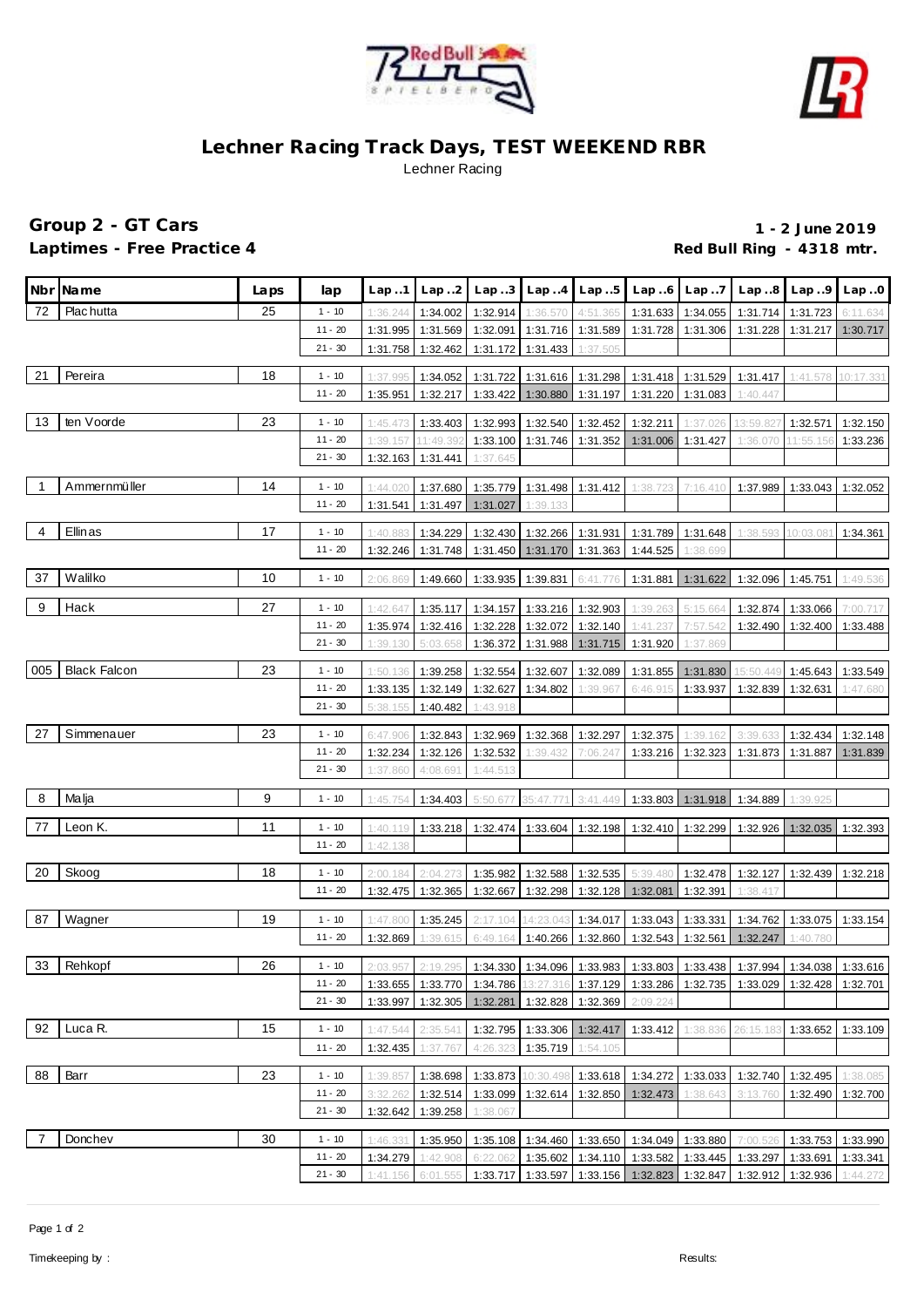# Lechner Racing Track Days, TEST WEEKEND RBR

Lechner Racing

**Group 2 - GT Cars** **1 - 2 June 2019**

**Laptimes - Free Practice 4** **Red Bull Ring - 4318 mtr.**

| Nbr | Name | Laps | lap | Lap..1 | Lap..2 | Lap..3 | Lap..4 | Lap..5 | Lap..6 | Lap..7 | Lap..8 | Lap..9 | Lap..0 |
|---|---|---|---|---|---|---|---|---|---|---|---|---|---|
| 72 | Plachutta | 25 | 1 - 10 | 1:36.244 | 1:34.002 | 1:32.914 | 1:36.570 | 4:51.365 | 1:31.633 | 1:34.055 | 1:31.714 | 1:31.723 | 6:11.634 |
| | | | 11 - 20 | 1:31.995 | 1:31.569 | 1:32.091 | 1:31.716 | 1:31.589 | 1:31.728 | 1:31.306 | 1:31.228 | 1:31.217 | 1:30.717 |
| | | | 21 - 30 | 1:31.758 | 1:32.462 | 1:31.172 | 1:31.433 | 1:37.505 | | | | | |
| 21 | Pereira | 18 | 1 - 10 | 1:37.995 | 1:34.052 | 1:31.722 | 1:31.616 | 1:31.298 | 1:31.418 | 1:31.529 | 1:31.417 | 1:41.578 | 10:17.331 |
| | | | 11 - 20 | 1:35.951 | 1:32.217 | 1:33.422 | 1:30.880 | 1:31.197 | 1:31.220 | 1:31.083 | 1:40.447 | | |
| 13 | ten Voorde | 23 | 1 - 10 | 1:45.473 | 1:33.403 | 1:32.993 | 1:32.540 | 1:32.452 | 1:32.211 | 1:37.026 | 13:59.827 | 1:32.571 | 1:32.150 |
| | | | 11 - 20 | 1:39.157 | 11:49.392 | 1:33.100 | 1:31.746 | 1:31.352 | 1:31.006 | 1:31.427 | 1:36.070 | 11:55.156 | 1:33.236 |
| | | | 21 - 30 | 1:32.163 | 1:31.441 | 1:37.645 | | | | | | | |
| 1 | Ammernmüller | 14 | 1 - 10 | 1:44.020 | 1:37.680 | 1:35.779 | 1:31.498 | 1:31.412 | 1:38.723 | 7:16.410 | 1:37.989 | 1:33.043 | 1:32.052 |
| | | | 11 - 20 | 1:31.541 | 1:31.497 | 1:31.027 | 1:39.133 | | | | | | |
| 4 | Ellinas | 17 | 1 - 10 | 1:40.883 | 1:34.229 | 1:32.430 | 1:32.266 | 1:31.931 | 1:31.789 | 1:31.648 | 1:38.593 | 10:03.081 | 1:34.361 |
| | | | 11 - 20 | 1:32.246 | 1:31.748 | 1:31.450 | 1:31.170 | 1:31.363 | 1:44.525 | 1:38.699 | | | |
| 37 | Walilko | 10 | 1 - 10 | 2:06.869 | 1:49.660 | 1:33.935 | 1:39.831 | 6:41.776 | 1:31.881 | 1:31.622 | 1:32.096 | 1:45.751 | 1:49.536 |
| 9 | Hack | 27 | 1 - 10 | 1:42.647 | 1:35.117 | 1:34.157 | 1:33.216 | 1:32.903 | 1:39.263 | 5:15.664 | 1:32.874 | 1:33.066 | 7:00.717 |
| | | | 11 - 20 | 1:35.974 | 1:32.416 | 1:32.228 | 1:32.072 | 1:32.140 | 1:41.237 | 7:57.542 | 1:32.490 | 1:32.400 | 1:33.488 |
| | | | 21 - 30 | 1:39.130 | 5:03.658 | 1:36.372 | 1:31.988 | 1:31.715 | 1:31.920 | 1:37.869 | | | |
| 005 | Black Falcon | 23 | 1 - 10 | 1:50.136 | 1:39.258 | 1:32.554 | 1:32.607 | 1:32.089 | 1:31.855 | 1:31.830 | 15:50.449 | 1:45.643 | 1:33.549 |
| | | | 11 - 20 | 1:33.135 | 1:32.149 | 1:32.627 | 1:34.802 | 1:39.967 | 6:46.915 | 1:33.937 | 1:32.839 | 1:32.631 | 1:47.680 |
| | | | 21 - 30 | 5:38.155 | 1:40.482 | 1:43.918 | | | | | | | |
| 27 | Simmenauer | 23 | 1 - 10 | 6:47.906 | 1:32.843 | 1:32.969 | 1:32.368 | 1:32.297 | 1:32.375 | 1:39.162 | 3:39.633 | 1:32.434 | 1:32.148 |
| | | | 11 - 20 | 1:32.234 | 1:32.126 | 1:32.532 | 1:39.432 | 7:06.247 | 1:33.216 | 1:32.323 | 1:31.873 | 1:31.887 | 1:31.839 |
| | | | 21 - 30 | 1:37.860 | 4:08.691 | 1:44.513 | | | | | | | |
| 8 | Malja | 9 | 1 - 10 | 1:45.754 | 1:34.403 | 5:50.677 | 35:47.771 | 3:41.449 | 1:33.803 | 1:31.918 | 1:34.889 | 1:39.925 | |
| 77 | Leon K. | 11 | 1 - 10 | 1:40.119 | 1:33.218 | 1:32.474 | 1:33.604 | 1:32.198 | 1:32.410 | 1:32.299 | 1:32.926 | 1:32.035 | 1:32.393 |
| | | | 11 - 20 | 1:42.138 | | | | | | | | | |
| 20 | Skoog | 18 | 1 - 10 | 2:00.184 | 2:04.273 | 1:35.982 | 1:32.588 | 1:32.535 | 5:39.480 | 1:32.478 | 1:32.127 | 1:32.439 | 1:32.218 |
| | | | 11 - 20 | 1:32.475 | 1:32.365 | 1:32.667 | 1:32.298 | 1:32.128 | 1:32.081 | 1:32.391 | 1:38.417 | | |
| 87 | Wagner | 19 | 1 - 10 | 1:47.800 | 1:35.245 | 2:17.104 | 14:23.043 | 1:34.017 | 1:33.043 | 1:33.331 | 1:34.762 | 1:33.075 | 1:33.154 |
| | | | 11 - 20 | 1:32.869 | 1:39.615 | 6:49.164 | 1:40.266 | 1:32.860 | 1:32.543 | 1:32.561 | 1:32.247 | 1:40.780 | |
| 33 | Rehkopf | 26 | 1 - 10 | 2:03.957 | 2:19.295 | 1:34.330 | 1:34.096 | 1:33.983 | 1:33.803 | 1:33.438 | 1:37.994 | 1:34.038 | 1:33.616 |
| | | | 11 - 20 | 1:33.655 | 1:33.770 | 1:34.786 | 13:27.316 | 1:37.129 | 1:33.286 | 1:32.735 | 1:33.029 | 1:32.428 | 1:32.701 |
| | | | 21 - 30 | 1:33.997 | 1:32.305 | 1:32.281 | 1:32.828 | 1:32.369 | 2:09.224 | | | | |
| 92 | Luca R. | 15 | 1 - 10 | 1:47.544 | 2:35.541 | 1:32.795 | 1:33.306 | 1:32.417 | 1:33.412 | 1:38.836 | 26:15.183 | 1:33.652 | 1:33.109 |
| | | | 11 - 20 | 1:32.435 | 1:37.767 | 4:26.323 | 1:35.719 | 1:54.105 | | | | | |
| 88 | Barr | 23 | 1 - 10 | 1:39.857 | 1:38.698 | 1:33.873 | 10:30.498 | 1:33.618 | 1:34.272 | 1:33.033 | 1:32.740 | 1:32.495 | 1:38.085 |
| | | | 11 - 20 | 3:32.262 | 1:32.514 | 1:33.099 | 1:32.614 | 1:32.850 | 1:32.473 | 1:38.643 | 3:13.760 | 1:32.490 | 1:32.700 |
| | | | 21 - 30 | 1:32.642 | 1:39.258 | 1:38.067 | | | | | | | |
| 7 | Donchev | 30 | 1 - 10 | 1:46.331 | 1:35.950 | 1:35.108 | 1:34.460 | 1:33.650 | 1:34.049 | 1:33.880 | 7:00.526 | 1:33.753 | 1:33.990 |
| | | | 11 - 20 | 1:34.279 | 1:42.908 | 6:22.062 | 1:35.602 | 1:34.110 | 1:33.582 | 1:33.445 | 1:33.297 | 1:33.691 | 1:33.341 |
| | | | 21 - 30 | 1:41.156 | 6:01.555 | 1:33.717 | 1:33.597 | 1:33.156 | 1:32.823 | 1:32.847 | 1:32.912 | 1:32.936 | 1:44.272 |

Timekeeping by : Results: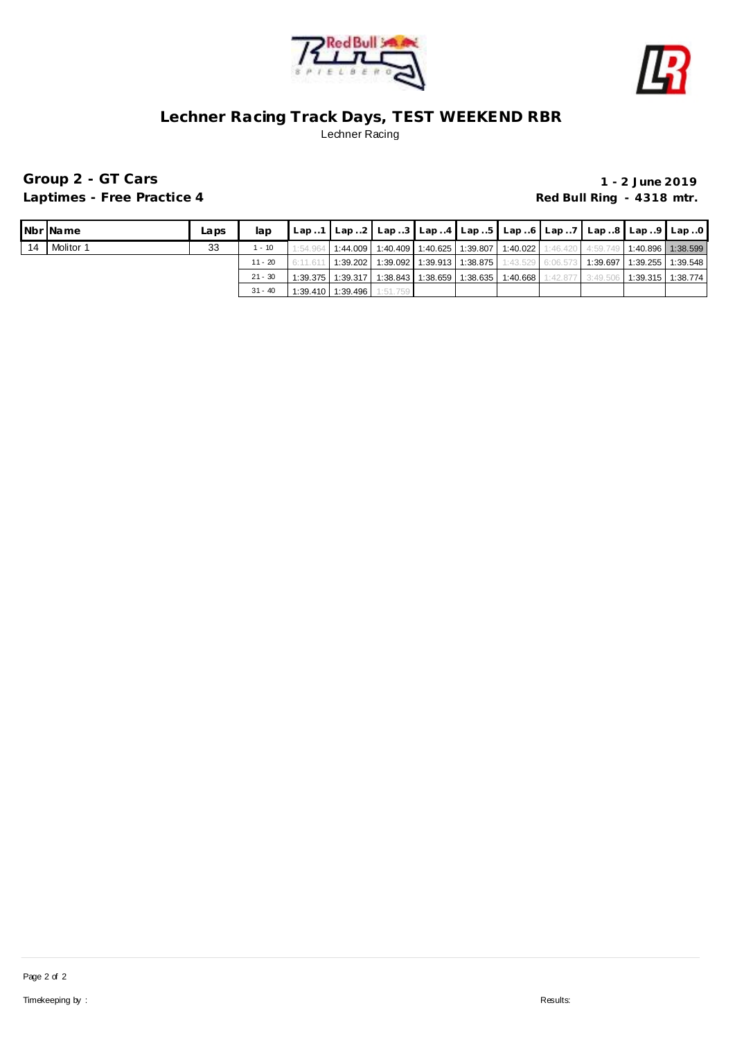# Lechner Racing Track Days, TEST WEEKEND RBR

Lechner Racing

## Group 2 - GT Cars

**1 - 2 June 2019**

## Laptimes - Free Practice 4

**Red Bull Ring - 4318 mtr.**

| Nbr | Name | Laps | lap | Lap ..1 | Lap ..2 | Lap ..3 | Lap ..4 | Lap ..5 | Lap ..6 | Lap ..7 | Lap ..8 | Lap ..9 | Lap ..0 |
|---|---|---|---|---|---|---|---|---|---|---|---|---|---|
| 14 | Molitor 1 | 33 | 1 - 10 | 1:54.964 | 1:44.009 | 1:40.409 | 1:40.625 | 1:39.807 | 1:40.022 | 1:46.420 | 4:59.749 | 1:40.896 | 1:38.599 |
| | | | 11 - 20 | 6:11.611 | 1:39.202 | 1:39.092 | 1:39.913 | 1:38.875 | 1:43.529 | 6:06.573 | 1:39.697 | 1:39.255 | 1:39.548 |
| | | | 21 - 30 | 1:39.375 | 1:39.317 | 1:38.843 | 1:38.659 | 1:38.635 | 1:40.668 | 1:42.877 | 3:49.506 | 1:39.315 | 1:38.774 |
| | | | 31 - 40 | 1:39.410 | 1:39.496 | 1:51.759 | | | | | | | |

Timekeeping by :

Results: